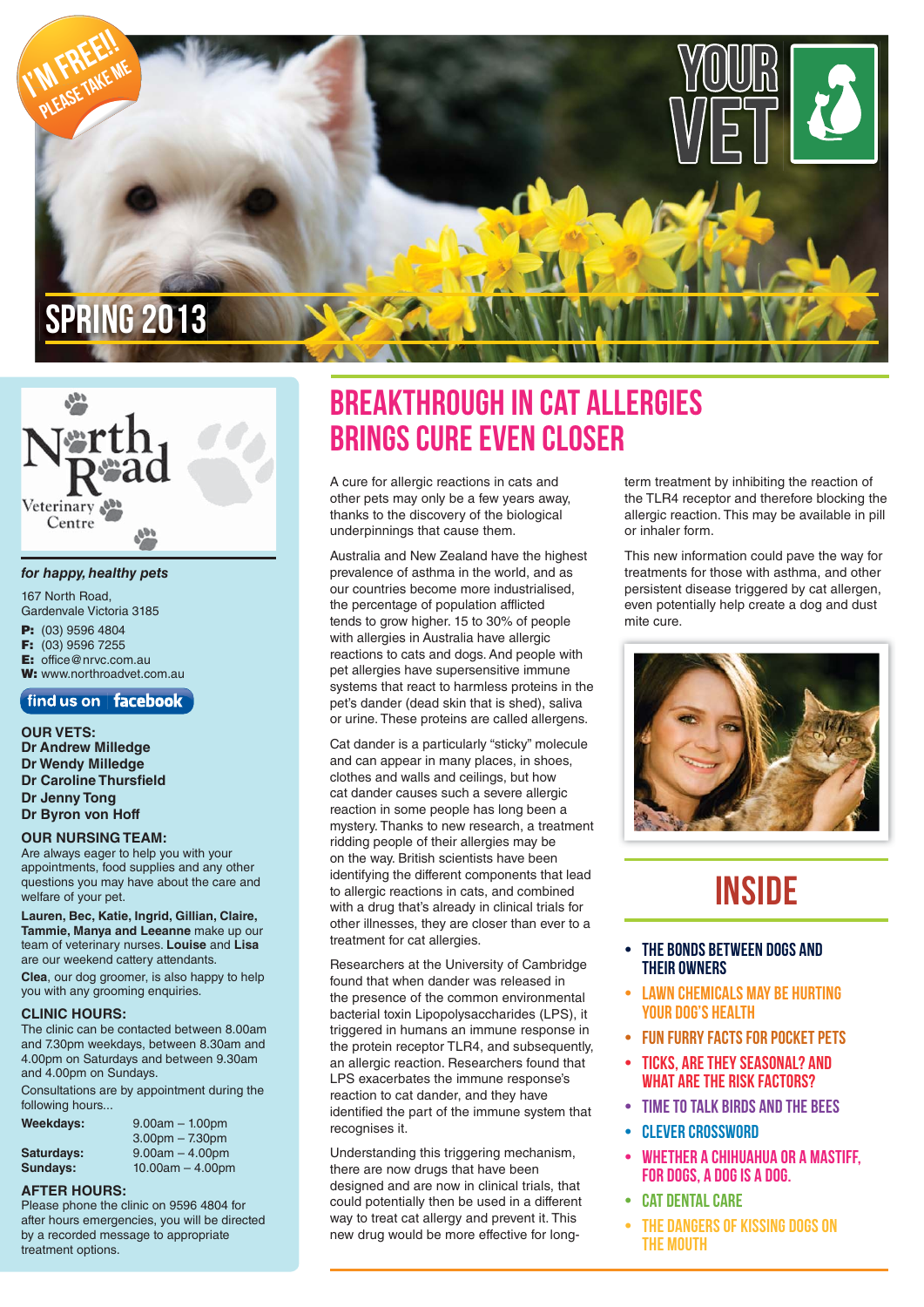I'M FREE!! PLEASE TAKE ME

# YOUR VET

## SPRING 2013

North Road Veterinary Centre

*for happy, healthy pets*

167 North Road,
Gardenvale Victoria 3185

**P:** (03) 9596 4804
**F:** (03) 9596 7255
**E:** office@nrvc.com.au
**W:** www.northroadvet.com.au

find us on facebook

**OUR VETS:**
**Dr Andrew Milledge**
**Dr Wendy Milledge**
**Dr Caroline Thursfield**
**Dr Jenny Tong**
**Dr Byron von Hoff**

**OUR NURSING TEAM:**
Are always eager to help you with your appointments, food supplies and any other questions you may have about the care and welfare of your pet.

**Lauren, Bec, Katie, Ingrid, Gillian, Claire, Tammie, Manya and Leeanne** make up our team of veterinary nurses. **Louise** and **Lisa** are our weekend cattery attendants.

**Clea**, our dog groomer, is also happy to help you with any grooming enquiries.

**CLINIC HOURS:**
The clinic can be contacted between 8.00am and 7.30pm weekdays, between 8.30am and 4.00pm on Saturdays and between 9.30am and 4.00pm on Sundays.

Consultations are by appointment during the following hours...

| | |
|---|---|
| **Weekdays:** | 9.00am – 1.00pm |
| | 3.00pm – 7.30pm |
| **Saturdays:** | 9.00am – 4.00pm |
| **Sundays:** | 10.00am – 4.00pm |

**AFTER HOURS:**
Please phone the clinic on 9596 4804 for after hours emergencies, you will be directed by a recorded message to appropriate treatment options.

# BREAKTHROUGH IN CAT ALLERGIES BRINGS CURE EVEN CLOSER

A cure for allergic reactions in cats and other pets may only be a few years away, thanks to the discovery of the biological underpinnings that cause them.

Australia and New Zealand have the highest prevalence of asthma in the world, and as our countries become more industrialised, the percentage of population afflicted tends to grow higher. 15 to 30% of people with allergies in Australia have allergic reactions to cats and dogs. And people with pet allergies have supersensitive immune systems that react to harmless proteins in the pet's dander (dead skin that is shed), saliva or urine. These proteins are called allergens.

Cat dander is a particularly "sticky" molecule and can appear in many places, in shoes, clothes and walls and ceilings, but how cat dander causes such a severe allergic reaction in some people has long been a mystery. Thanks to new research, a treatment ridding people of their allergies may be on the way. British scientists have been identifying the different components that lead to allergic reactions in cats, and combined with a drug that's already in clinical trials for other illnesses, they are closer than ever to a treatment for cat allergies.

Researchers at the University of Cambridge found that when dander was released in the presence of the common environmental bacterial toxin Lipopolysaccharides (LPS), it triggered in humans an immune response in the protein receptor TLR4, and subsequently, an allergic reaction. Researchers found that LPS exacerbates the immune response's reaction to cat dander, and they have identified the part of the immune system that recognises it.

Understanding this triggering mechanism, there are now drugs that have been designed and are now in clinical trials, that could potentially then be used in a different way to treat cat allergy and prevent it. This new drug would be more effective for long-term treatment by inhibiting the reaction of the TLR4 receptor and therefore blocking the allergic reaction. This may be available in pill or inhaler form.

This new information could pave the way for treatments for those with asthma, and other persistent disease triggered by cat allergen, even potentially help create a dog and dust mite cure.

## INSIDE

- THE BONDS BETWEEN DOGS AND THEIR OWNERS
- LAWN CHEMICALS MAY BE HURTING YOUR DOG'S HEALTH
- FUN FURRY FACTS FOR POCKET PETS
- TICKS, ARE THEY SEASONAL? AND WHAT ARE THE RISK FACTORS?
- TIME TO TALK BIRDS AND THE BEES
- CLEVER CROSSWORD
- WHETHER A CHIHUAHUA OR A MASTIFF, FOR DOGS, A DOG IS A DOG.
- CAT DENTAL CARE
- THE DANGERS OF KISSING DOGS ON THE MOUTH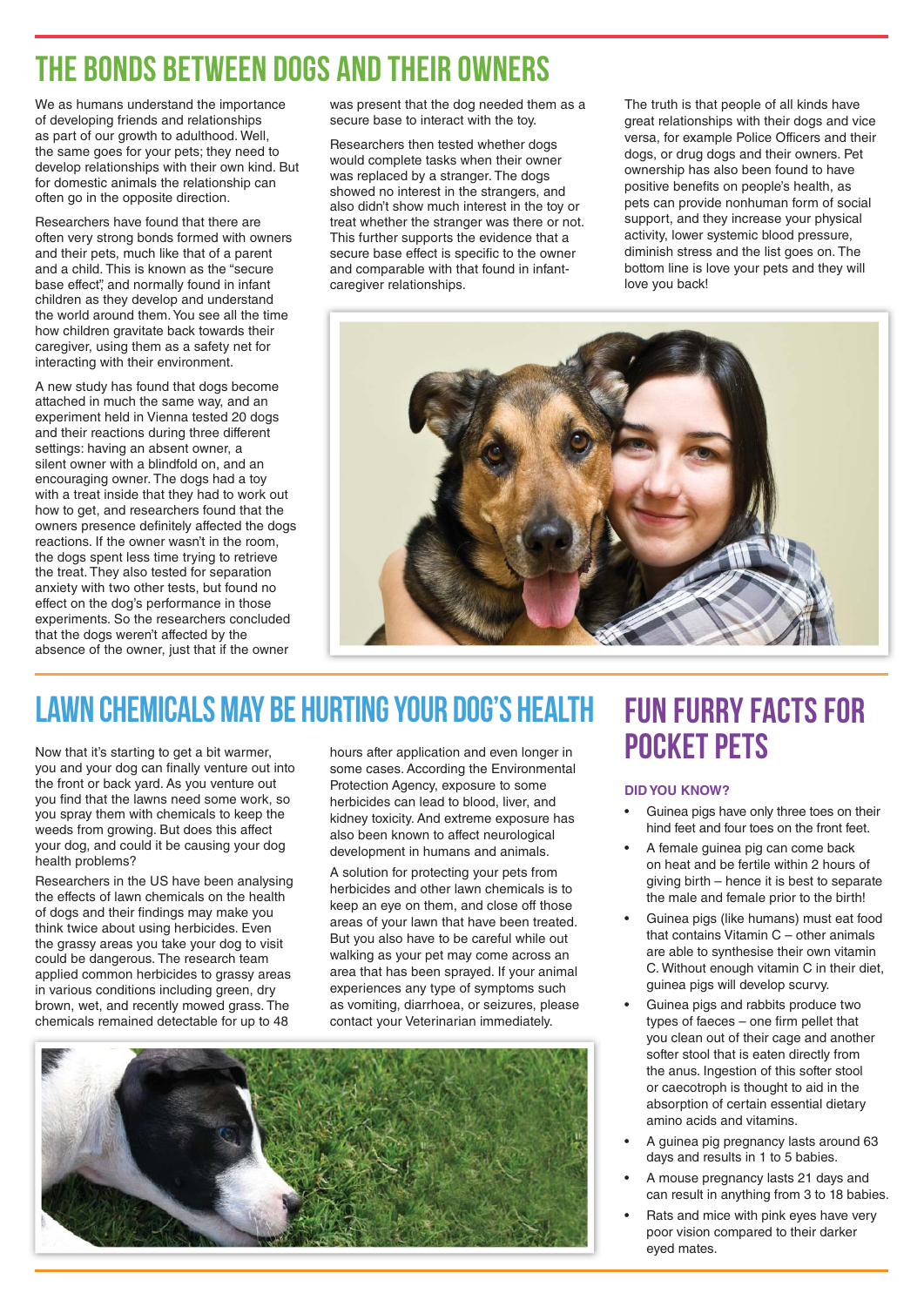# THE BONDS BETWEEN DOGS AND THEIR OWNERS

We as humans understand the importance of developing friends and relationships as part of our growth to adulthood. Well, the same goes for your pets; they need to develop relationships with their own kind. But for domestic animals the relationship can often go in the opposite direction.

Researchers have found that there are often very strong bonds formed with owners and their pets, much like that of a parent and a child. This is known as the "secure base effect", and normally found in infant children as they develop and understand the world around them. You see all the time how children gravitate back towards their caregiver, using them as a safety net for interacting with their environment.

A new study has found that dogs become attached in much the same way, and an experiment held in Vienna tested 20 dogs and their reactions during three different settings: having an absent owner, a silent owner with a blindfold on, and an encouraging owner. The dogs had a toy with a treat inside that they had to work out how to get, and researchers found that the owners presence definitely affected the dogs reactions. If the owner wasn't in the room, the dogs spent less time trying to retrieve the treat. They also tested for separation anxiety with two other tests, but found no effect on the dog's performance in those experiments. So the researchers concluded that the dogs weren't affected by the absence of the owner, just that if the owner was present that the dog needed them as a secure base to interact with the toy.

Researchers then tested whether dogs would complete tasks when their owner was replaced by a stranger. The dogs showed no interest in the strangers, and also didn't show much interest in the toy or treat whether the stranger was there or not. This further supports the evidence that a secure base effect is specific to the owner and comparable with that found in infant-caregiver relationships.

The truth is that people of all kinds have great relationships with their dogs and vice versa, for example Police Officers and their dogs, or drug dogs and their owners. Pet ownership has also been found to have positive benefits on people's health, as pets can provide nonhuman form of social support, and they increase your physical activity, lower systemic blood pressure, diminish stress and the list goes on. The bottom line is love your pets and they will love you back!

# LAWN CHEMICALS MAY BE HURTING YOUR DOG'S HEALTH

Now that it's starting to get a bit warmer, you and your dog can finally venture out into the front or back yard. As you venture out you find that the lawns need some work, so you spray them with chemicals to keep the weeds from growing. But does this affect your dog, and could it be causing your dog health problems?

Researchers in the US have been analysing the effects of lawn chemicals on the health of dogs and their findings may make you think twice about using herbicides. Even the grassy areas you take your dog to visit could be dangerous. The research team applied common herbicides to grassy areas in various conditions including green, dry brown, wet, and recently mowed grass. The chemicals remained detectable for up to 48 hours after application and even longer in some cases. According the Environmental Protection Agency, exposure to some herbicides can lead to blood, liver, and kidney toxicity. And extreme exposure has also been known to affect neurological development in humans and animals.

A solution for protecting your pets from herbicides and other lawn chemicals is to keep an eye on them, and close off those areas of your lawn that have been treated. But you also have to be careful while out walking as your pet may come across an area that has been sprayed. If your animal experiences any type of symptoms such as vomiting, diarrhoea, or seizures, please contact your Veterinarian immediately.

# FUN FURRY FACTS FOR POCKET PETS

**DID YOU KNOW?**

- Guinea pigs have only three toes on their hind feet and four toes on the front feet.
- A female guinea pig can come back on heat and be fertile within 2 hours of giving birth – hence it is best to separate the male and female prior to the birth!
- Guinea pigs (like humans) must eat food that contains Vitamin C – other animals are able to synthesise their own vitamin C. Without enough vitamin C in their diet, guinea pigs will develop scurvy.
- Guinea pigs and rabbits produce two types of faeces – one firm pellet that you clean out of their cage and another softer stool that is eaten directly from the anus. Ingestion of this softer stool or caecotroph is thought to aid in the absorption of certain essential dietary amino acids and vitamins.
- A guinea pig pregnancy lasts around 63 days and results in 1 to 5 babies.
- A mouse pregnancy lasts 21 days and can result in anything from 3 to 18 babies.
- Rats and mice with pink eyes have very poor vision compared to their darker eyed mates.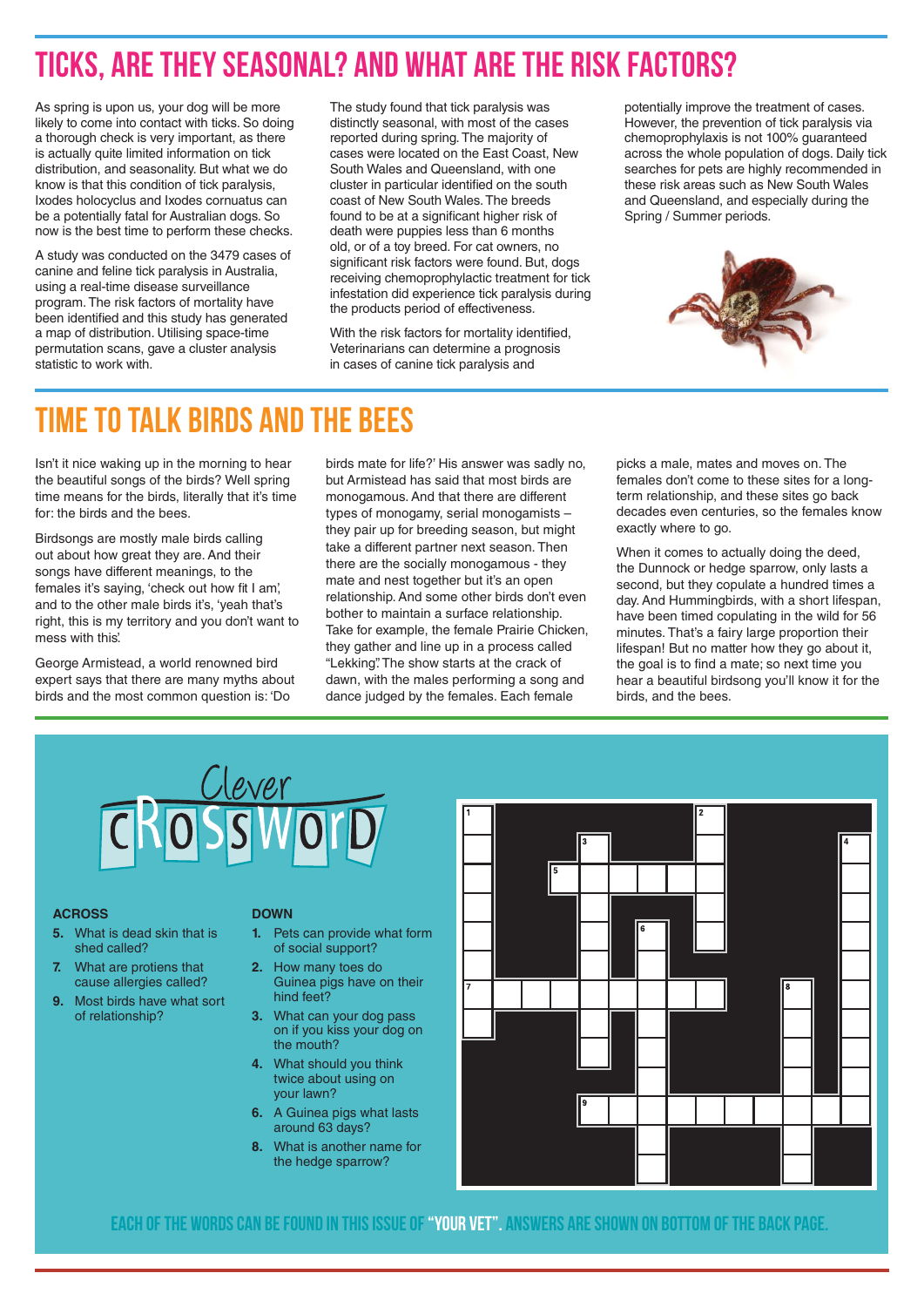# TICKS, ARE THEY SEASONAL? AND WHAT ARE THE RISK FACTORS?

As spring is upon us, your dog will be more likely to come into contact with ticks. So doing a thorough check is very important, as there is actually quite limited information on tick distribution, and seasonality. But what we do know is that this condition of tick paralysis, Ixodes holocyclus and Ixodes cornuatus can be a potentially fatal for Australian dogs. So now is the best time to perform these checks.

A study was conducted on the 3479 cases of canine and feline tick paralysis in Australia, using a real-time disease surveillance program. The risk factors of mortality have been identified and this study has generated a map of distribution. Utilising space-time permutation scans, gave a cluster analysis statistic to work with.

The study found that tick paralysis was distinctly seasonal, with most of the cases reported during spring. The majority of cases were located on the East Coast, New South Wales and Queensland, with one cluster in particular identified on the south coast of New South Wales. The breeds found to be at a significant higher risk of death were puppies less than 6 months old, or of a toy breed. For cat owners, no significant risk factors were found. But, dogs receiving chemoprophylactic treatment for tick infestation did experience tick paralysis during the products period of effectiveness.

With the risk factors for mortality identified, Veterinarians can determine a prognosis in cases of canine tick paralysis and potentially improve the treatment of cases. However, the prevention of tick paralysis via chemoprophylaxis is not 100% guaranteed across the whole population of dogs. Daily tick searches for pets are highly recommended in these risk areas such as New South Wales and Queensland, and especially during the Spring / Summer periods.

# TIME TO TALK BIRDS AND THE BEES

Isn't it nice waking up in the morning to hear the beautiful songs of the birds? Well spring time means for the birds, literally that it's time for: the birds and the bees.

Birdsongs are mostly male birds calling out about how great they are. And their songs have different meanings, to the females it's saying, 'check out how fit I am', and to the other male birds it's, 'yeah that's right, this is my territory and you don't want to mess with this'.

George Armistead, a world renowned bird expert says that there are many myths about birds and the most common question is: 'Do birds mate for life?' His answer was sadly no, but Armistead has said that most birds are monogamous. And that there are different types of monogamy, serial monogamists – they pair up for breeding season, but might take a different partner next season. Then there are the socially monogamous - they mate and nest together but it's an open relationship. And some other birds don't even bother to maintain a surface relationship. Take for example, the female Prairie Chicken, they gather and line up in a process called "Lekking". The show starts at the crack of dawn, with the males performing a song and dance judged by the females. Each female picks a male, mates and moves on. The females don't come to these sites for a long-term relationship, and these sites go back decades even centuries, so the females know exactly where to go.

When it comes to actually doing the deed, the Dunnock or hedge sparrow, only lasts a second, but they copulate a hundred times a day. And Hummingbirds, with a short lifespan, have been timed copulating in the wild for 56 minutes. That's a fairy large proportion their lifespan! But no matter how they go about it, the goal is to find a mate; so next time you hear a beautiful birdsong you'll know it for the birds, and the bees.

## Clever CROSSWORD

### ACROSS

5. What is dead skin that is shed called?
7. What are protiens that cause allergies called?
9. Most birds have what sort of relationship?

### DOWN

1. Pets can provide what form of social support?
2. How many toes do Guinea pigs have on their hind feet?
3. What can your dog pass on if you kiss your dog on the mouth?
4. What should you think twice about using on your lawn?
6. A Guinea pigs what lasts around 63 days?
8. What is another name for the hedge sparrow?

EACH OF THE WORDS CAN BE FOUND IN THIS ISSUE OF "YOUR VET". ANSWERS ARE SHOWN ON BOTTOM OF THE BACK PAGE.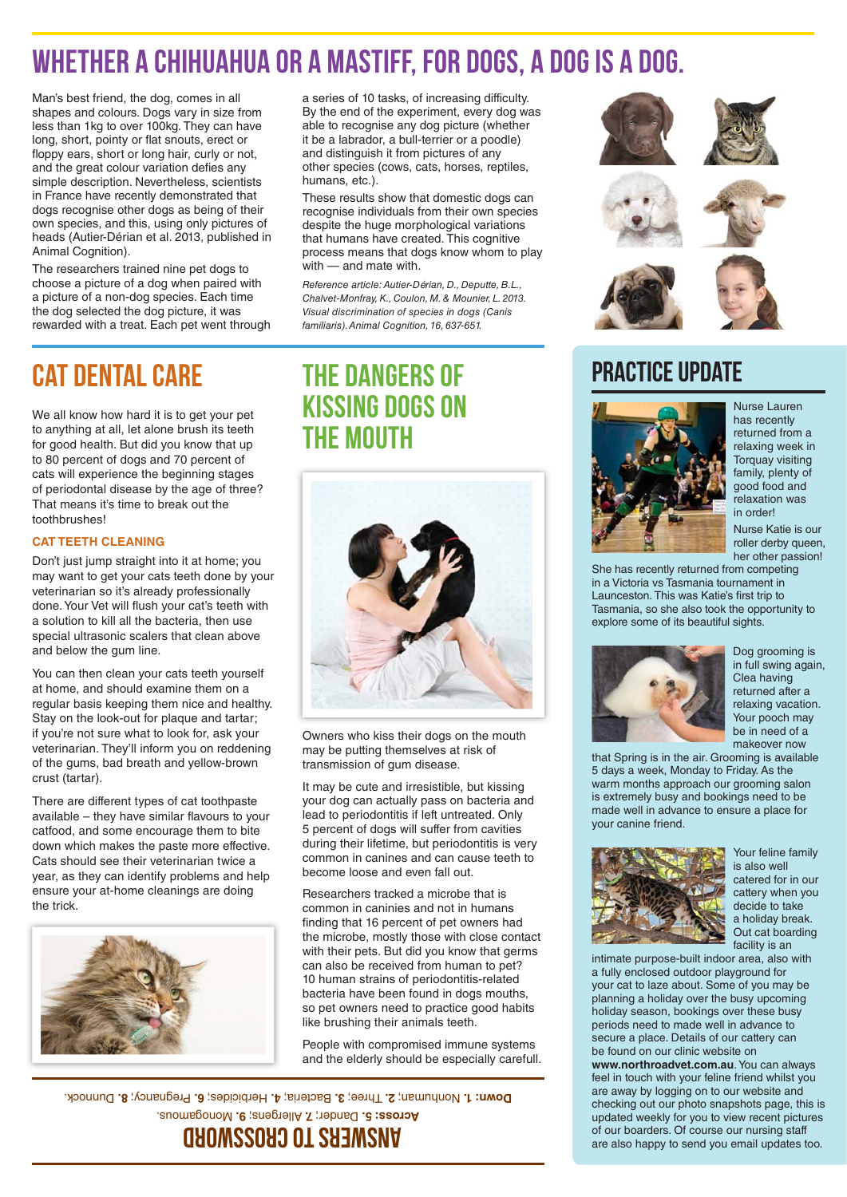# WHETHER A CHIHUAHUA OR A MASTIFF, FOR DOGS, A DOG IS A DOG.

Man's best friend, the dog, comes in all shapes and colours. Dogs vary in size from less than 1kg to over 100kg. They can have long, short, pointy or flat snouts, erect or floppy ears, short or long hair, curly or not, and the great colour variation defies any simple description. Nevertheless, scientists in France have recently demonstrated that dogs recognise other dogs as being of their own species, and this, using only pictures of heads (Autier-Dérian et al. 2013, published in Animal Cognition).

The researchers trained nine pet dogs to choose a picture of a dog when paired with a picture of a non-dog species. Each time the dog selected the dog picture, it was rewarded with a treat. Each pet went through a series of 10 tasks, of increasing difficulty. By the end of the experiment, every dog was able to recognise any dog picture (whether it be a labrador, a bull-terrier or a poodle) and distinguish it from pictures of any other species (cows, cats, horses, reptiles, humans, etc.).

These results show that domestic dogs can recognise individuals from their own species despite the huge morphological variations that humans have created. This cognitive process means that dogs know whom to play with — and mate with.

*Reference article: Autier-Dérian, D., Deputte, B.L., Chalvet-Monfray, K., Coulon, M. & Mounier, L. 2013. Visual discrimination of species in dogs (Canis familiaris). Animal Cognition, 16, 637-651.*

## CAT DENTAL CARE

We all know how hard it is to get your pet to anything at all, let alone brush its teeth for good health. But did you know that up to 80 percent of dogs and 70 percent of cats will experience the beginning stages of periodontal disease by the age of three? That means it's time to break out the toothbrushes!

### CAT TEETH CLEANING

Don't just jump straight into it at home; you may want to get your cats teeth done by your veterinarian so it's already professionally done. Your Vet will flush your cat's teeth with a solution to kill all the bacteria, then use special ultrasonic scalers that clean above and below the gum line.

You can then clean your cats teeth yourself at home, and should examine them on a regular basis keeping them nice and healthy. Stay on the look-out for plaque and tartar; if you're not sure what to look for, ask your veterinarian. They'll inform you on reddening of the gums, bad breath and yellow-brown crust (tartar).

There are different types of cat toothpaste available – they have similar flavours to your catfood, and some encourage them to bite down which makes the paste more effective. Cats should see their veterinarian twice a year, as they can identify problems and help ensure your at-home cleanings are doing the trick.

## THE DANGERS OF KISSING DOGS ON THE MOUTH

Owners who kiss their dogs on the mouth may be putting themselves at risk of transmission of gum disease.

It may be cute and irresistible, but kissing your dog can actually pass on bacteria and lead to periodontitis if left untreated. Only 5 percent of dogs will suffer from cavities during their lifetime, but periodontitis is very common in canines and can cause teeth to become loose and even fall out.

Researchers tracked a microbe that is common in caninies and not in humans finding that 16 percent of pet owners had the microbe, mostly those with close contact with their pets. But did you know that germs can also be received from human to pet? 10 human strains of periodontitis-related bacteria have been found in dogs mouths, so pet owners need to practice good habits like brushing their animals teeth.

People with compromised immune systems and the elderly should be especially carefull.

## ANSWERS TO CROSSWORD

**Across: 5.** Dander; **7.** Allergens; **9.** Monogamous.

**Down: 1.** Nonhuman; **2.** Three; **3.** Bacteria; **4.** Herbicides; **6.** Pregnancy; **8.** Dunnock.

## PRACTICE UPDATE

Nurse Lauren has recently returned from a relaxing week in Torquay visiting family, plenty of good food and relaxation was in order!

Nurse Katie is our roller derby queen, her other passion! She has recently returned from competing in a Victoria vs Tasmania tournament in Launceston. This was Katie's first trip to Tasmania, so she also took the opportunity to explore some of its beautiful sights.

Dog grooming is in full swing again, Clea having returned after a relaxing vacation. Your pooch may be in need of a makeover now that Spring is in the air. Grooming is available 5 days a week, Monday to Friday. As the warm months approach our grooming salon is extremely busy and bookings need to be made well in advance to ensure a place for your canine friend.

Your feline family is also well catered for in our cattery when you decide to take a holiday break. Out cat boarding facility is an intimate purpose-built indoor area, also with a fully enclosed outdoor playground for your cat to laze about. Some of you may be planning a holiday over the busy upcoming holiday season, bookings over these busy periods need to made well in advance to secure a place. Details of our cattery can be found on our clinic website on **www.northroadvet.com.au**. You can always feel in touch with your feline friend whilst you are away by logging on to our website and checking out our photo snapshots page, this is updated weekly for you to view recent pictures of our boarders. Of course our nursing staff are also happy to send you email updates too.